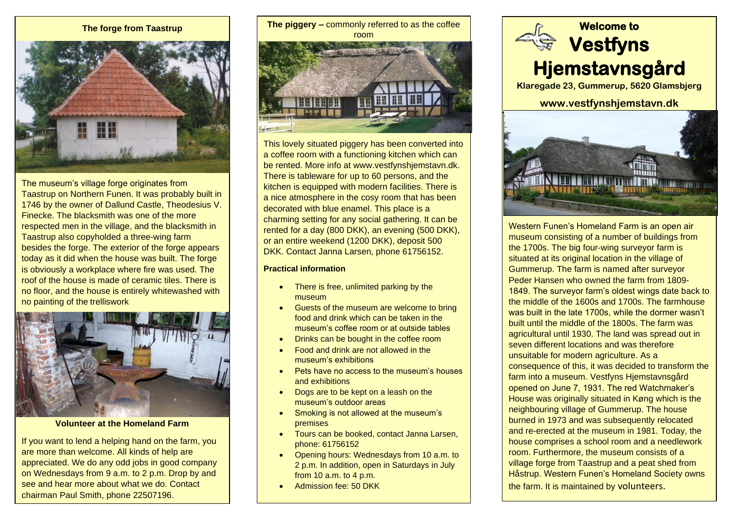## The forge from Taastrup

The museum's village forge originates from Taastrup on Northern Funen. It was probably built in 1746 by the owner of Dallund Castle, Theodesius V. Finecke. The blacksmith was one of the more respected men in the village, and the blacksmith in Taastrup also copyholded a three-wing farm besides the forge. The exterior of the forge appears today as it did when the house was built. The forge is obviously a workplace where fire was used. The roof of the house is made of ceramic tiles. There is no floor, and the house is entirely whitewashed with no painting of the trelliswork

## Volunteer at the Homeland Farm

If you want to lend a helping hand on the farm, you are more than welcome. All kinds of help are appreciated. We do any odd jobs in good company on Wednesdays from 9 a.m. to 2 p.m. Drop by and see and hear more about what we do. Contact chairman Paul Smith, phone 22507196.

## The piggery – commonly referred to as the coffee room

This lovely situated piggery has been converted into a coffee room with a functioning kitchen which can be rented. More info at www.vestfynshjemstavn.dk. There is tableware for up to 60 persons, and the kitchen is equipped with modern facilities. There is a nice atmosphere in the cosy room that has been decorated with blue enamel. This place is a charming setting for any social gathering. It can be rented for a day (800 DKK), an evening (500 DKK), or an entire weekend (1200 DKK), deposit 500 DKK. Contact Janna Larsen, phone 61756152.

### Practical information

- There is free, unlimited parking by the museum
- Guests of the museum are welcome to bring food and drink which can be taken in the museum's coffee room or at outside tables
- Drinks can be bought in the coffee room
- Food and drink are not allowed in the museum's exhibitions
- Pets have no access to the museum's houses and exhibitions
- Dogs are to be kept on a leash on the museum's outdoor areas
- Smoking is not allowed at the museum's premises
- Tours can be booked, contact Janna Larsen, phone: 61756152
- Opening hours: Wednesdays from 10 a.m. to 2 p.m. In addition, open in Saturdays in July from 10 a.m. to 4 p.m.
- Admission fee: 50 DKK

# Welcome to Vestfyns Hjemstavnsgård

**Klaregade 23, Gummerup, 5620 Glamsbjerg**

**www.vestfynshjemstavn.dk**

Western Funen's Homeland Farm is an open air museum consisting of a number of buildings from the 1700s. The big four-wing surveyor farm is situated at its original location in the village of Gummerup. The farm is named after surveyor Peder Hansen who owned the farm from 1809-1849. The surveyor farm's oldest wings date back to the middle of the 1600s and 1700s. The farmhouse was built in the late 1700s, while the dormer wasn't built until the middle of the 1800s. The farm was agricultural until 1930. The land was spread out in seven different locations and was therefore unsuitable for modern agriculture. As a consequence of this, it was decided to transform the farm into a museum. Vestfyns Hjemstavnsgård opened on June 7, 1931. The red Watchmaker's House was originally situated in Køng which is the neighbouring village of Gummerup. The house burned in 1973 and was subsequently relocated and re-erected at the museum in 1981. Today, the house comprises a school room and a needlework room. Furthermore, the museum consists of a village forge from Taastrup and a peat shed from Håstrup. Western Funen's Homeland Society owns the farm. It is maintained by volunteers.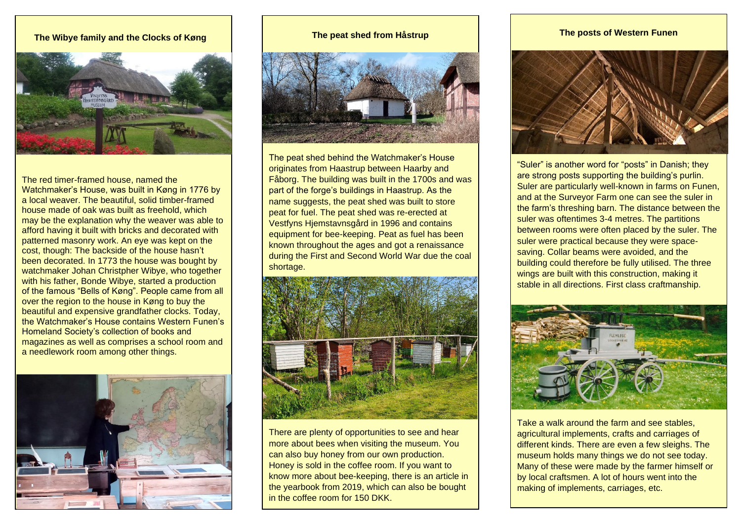## The Wibye family and the Clocks of Køng

The red timer-framed house, named the Watchmaker's House, was built in Køng in 1776 by a local weaver. The beautiful, solid timber-framed house made of oak was built as freehold, which may be the explanation why the weaver was able to afford having it built with bricks and decorated with patterned masonry work. An eye was kept on the cost, though: The backside of the house hasn't been decorated. In 1773 the house was bought by watchmaker Johan Christpher Wibye, who together with his father, Bonde Wibye, started a production of the famous "Bells of Køng". People came from all over the region to the house in Køng to buy the beautiful and expensive grandfather clocks. Today, the Watchmaker's House contains Western Funen's Homeland Society's collection of books and magazines as well as comprises a school room and a needlework room among other things.

## The peat shed from Håstrup

The peat shed behind the Watchmaker's House originates from Haastrup between Haarby and Fåborg. The building was built in the 1700s and was part of the forge's buildings in Haastrup. As the name suggests, the peat shed was built to store peat for fuel. The peat shed was re-erected at Vestfyns Hjemstavnsgård in 1996 and contains equipment for bee-keeping. Peat as fuel has been known throughout the ages and got a renaissance during the First and Second World War due the coal shortage.

There are plenty of opportunities to see and hear more about bees when visiting the museum. You can also buy honey from our own production. Honey is sold in the coffee room. If you want to know more about bee-keeping, there is an article in the yearbook from 2019, which can also be bought in the coffee room for 150 DKK.

## The posts of Western Funen

"Suler" is another word for "posts" in Danish; they are strong posts supporting the building's purlin. Suler are particularly well-known in farms on Funen, and at the Surveyor Farm one can see the suler in the farm's threshing barn. The distance between the suler was oftentimes 3-4 metres. The partitions between rooms were often placed by the suler. The suler were practical because they were space-saving. Collar beams were avoided, and the building could therefore be fully utilised. The three wings are built with this construction, making it stable in all directions. First class craftmanship.

Take a walk around the farm and see stables, agricultural implements, crafts and carriages of different kinds. There are even a few sleighs. The museum holds many things we do not see today. Many of these were made by the farmer himself or by local craftsmen. A lot of hours went into the making of implements, carriages, etc.